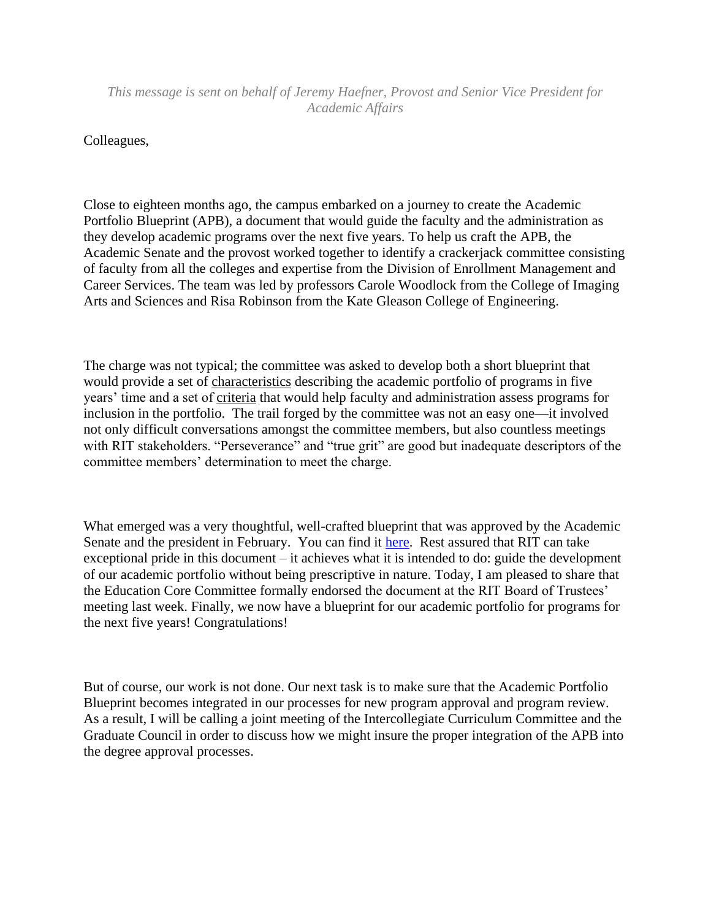*This message is sent on behalf of Jeremy Haefner, Provost and Senior Vice President for Academic Affairs*

Colleagues,

Close to eighteen months ago, the campus embarked on a journey to create the Academic Portfolio Blueprint (APB), a document that would guide the faculty and the administration as they develop academic programs over the next five years. To help us craft the APB, the Academic Senate and the provost worked together to identify a crackerjack committee consisting of faculty from all the colleges and expertise from the Division of Enrollment Management and Career Services. The team was led by professors Carole Woodlock from the College of Imaging Arts and Sciences and Risa Robinson from the Kate Gleason College of Engineering.

The charge was not typical; the committee was asked to develop both a short blueprint that would provide a set of characteristics describing the academic portfolio of programs in five years' time and a set of criteria that would help faculty and administration assess programs for inclusion in the portfolio. The trail forged by the committee was not an easy one—it involved not only difficult conversations amongst the committee members, but also countless meetings with RIT stakeholders. "Perseverance" and "true grit" are good but inadequate descriptors of the committee members' determination to meet the charge.

What emerged was a very thoughtful, well-crafted blueprint that was approved by the Academic Senate and the president in February. You can find it here. Rest assured that RIT can take exceptional pride in this document – it achieves what it is intended to do: guide the development of our academic portfolio without being prescriptive in nature. Today, I am pleased to share that the Education Core Committee formally endorsed the document at the RIT Board of Trustees' meeting last week. Finally, we now have a blueprint for our academic portfolio for programs for the next five years! Congratulations!

But of course, our work is not done. Our next task is to make sure that the Academic Portfolio Blueprint becomes integrated in our processes for new program approval and program review. As a result, I will be calling a joint meeting of the Intercollegiate Curriculum Committee and the Graduate Council in order to discuss how we might insure the proper integration of the APB into the degree approval processes.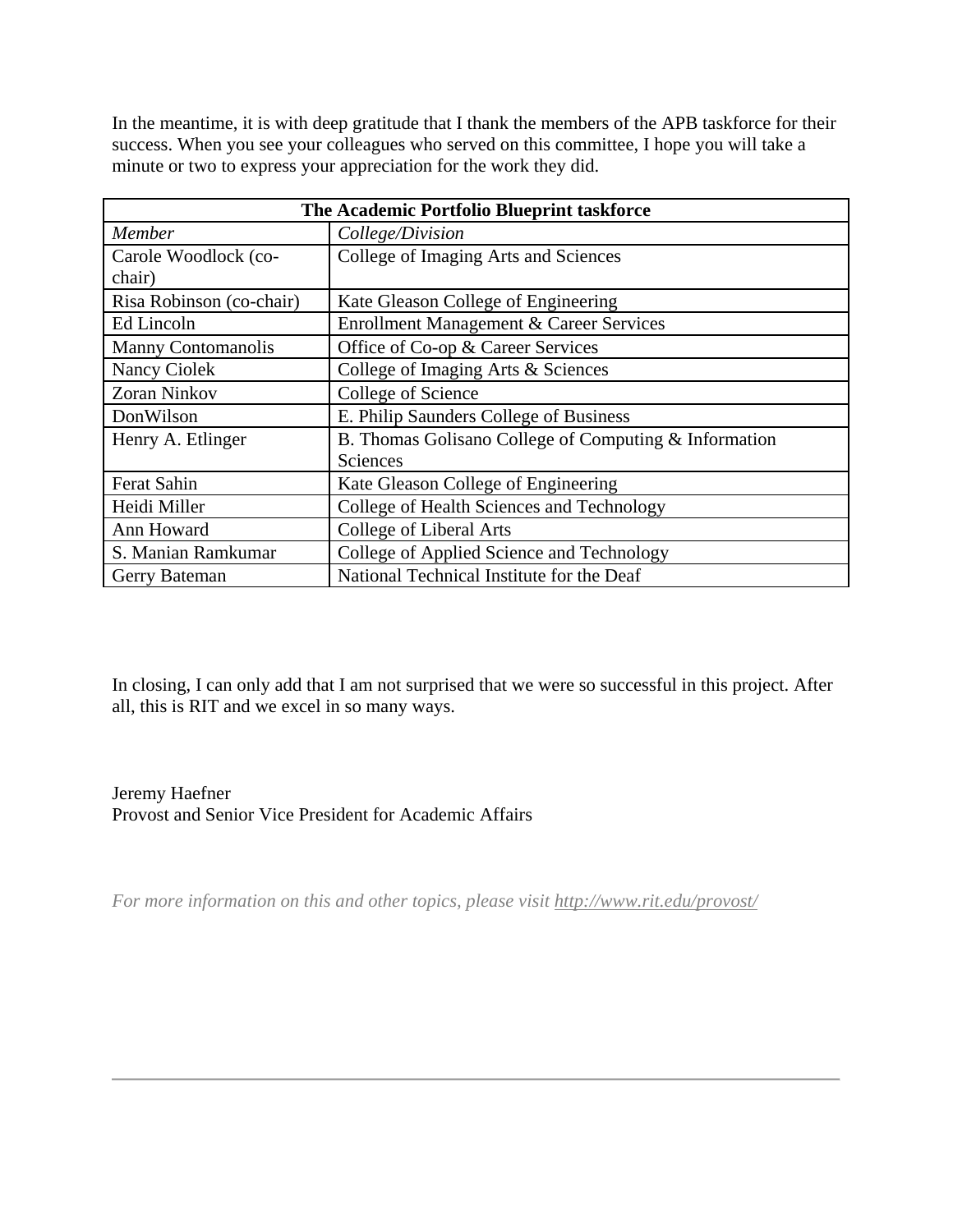In the meantime, it is with deep gratitude that I thank the members of the APB taskforce for their success. When you see your colleagues who served on this committee, I hope you will take a minute or two to express your appreciation for the work they did.

| **The Academic Portfolio Blueprint taskforce** | |
|---|---|
| *Member* | *College/Division* |
| Carole Woodlock (co-chair) | College of Imaging Arts and Sciences |
| Risa Robinson (co-chair) | Kate Gleason College of Engineering |
| Ed Lincoln | Enrollment Management & Career Services |
| Manny Contomanolis | Office of Co-op & Career Services |
| Nancy Ciolek | College of Imaging Arts & Sciences |
| Zoran Ninkov | College of Science |
| DonWilson | E. Philip Saunders College of Business |
| Henry A. Etlinger | B. Thomas Golisano College of Computing & Information Sciences |
| Ferat Sahin | Kate Gleason College of Engineering |
| Heidi Miller | College of Health Sciences and Technology |
| Ann Howard | College of Liberal Arts |
| S. Manian Ramkumar | College of Applied Science and Technology |
| Gerry Bateman | National Technical Institute for the Deaf |

In closing, I can only add that I am not surprised that we were so successful in this project. After all, this is RIT and we excel in so many ways.

Jeremy Haefner
Provost and Senior Vice President for Academic Affairs

*For more information on this and other topics, please visit http://www.rit.edu/provost/*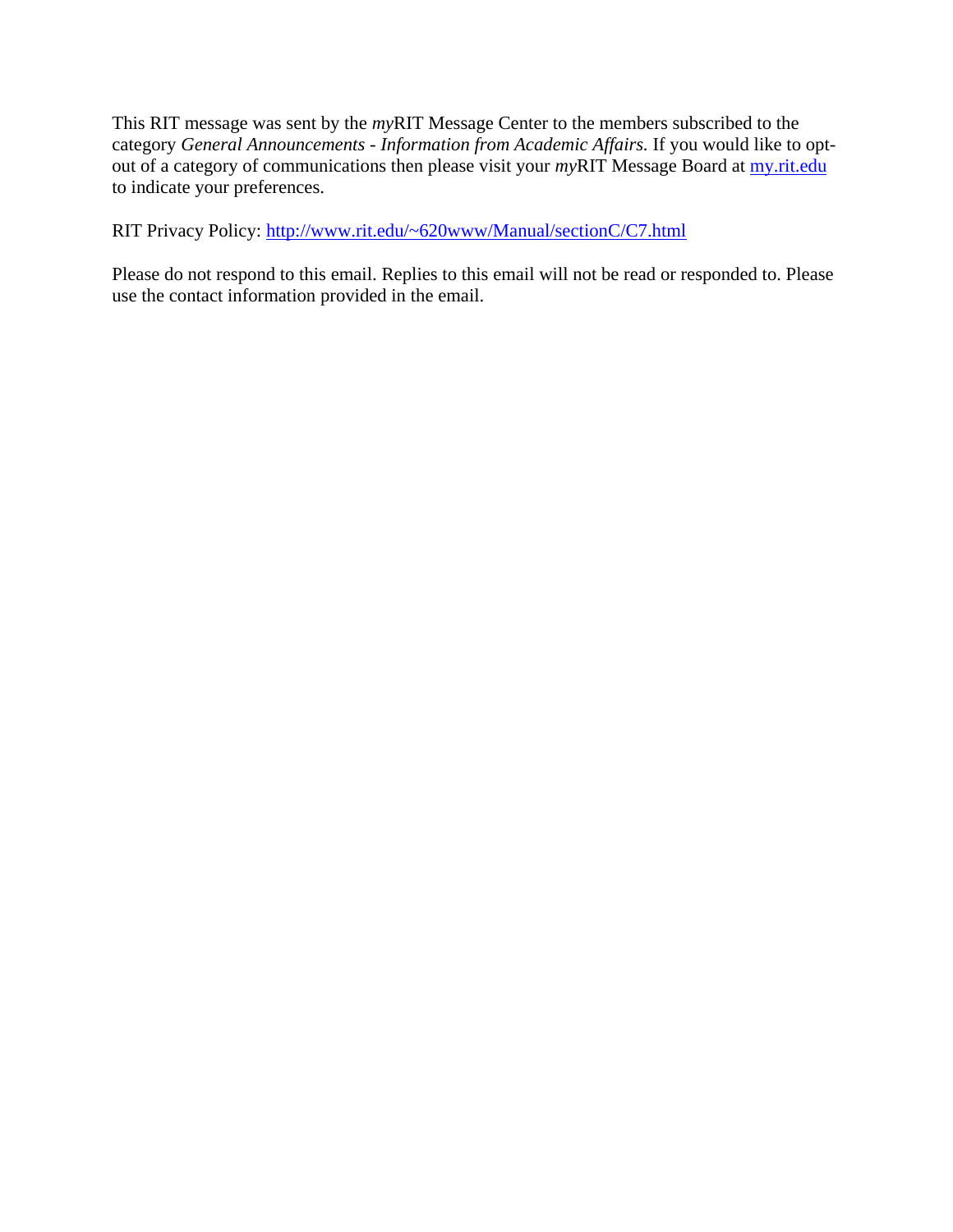This RIT message was sent by the *my*RIT Message Center to the members subscribed to the category *General Announcements - Information from Academic Affairs.* If you would like to opt-out of a category of communications then please visit your *my*RIT Message Board at [my.rit.edu](my.rit.edu) to indicate your preferences.

RIT Privacy Policy: [http://www.rit.edu/~620www/Manual/sectionC/C7.html](http://www.rit.edu/~620www/Manual/sectionC/C7.html)

Please do not respond to this email. Replies to this email will not be read or responded to. Please use the contact information provided in the email.